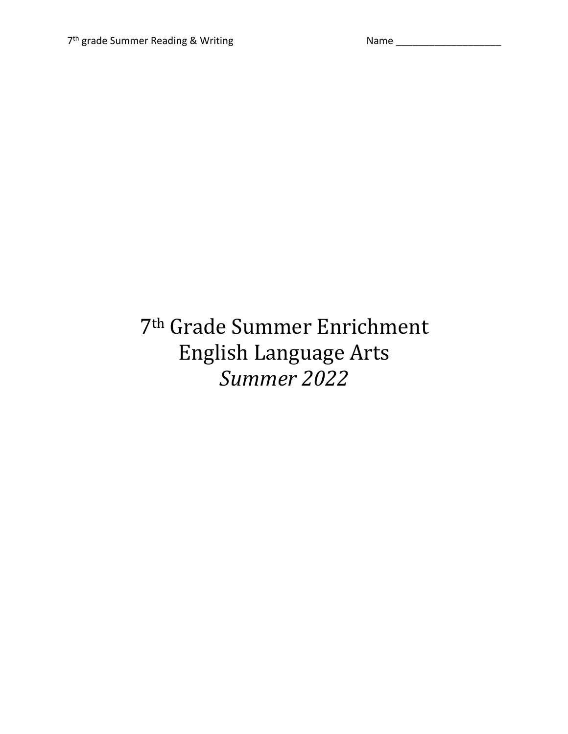Name ____________________

# 7th Grade Summer Enrichment
# English Language Arts
# *Summer 2022*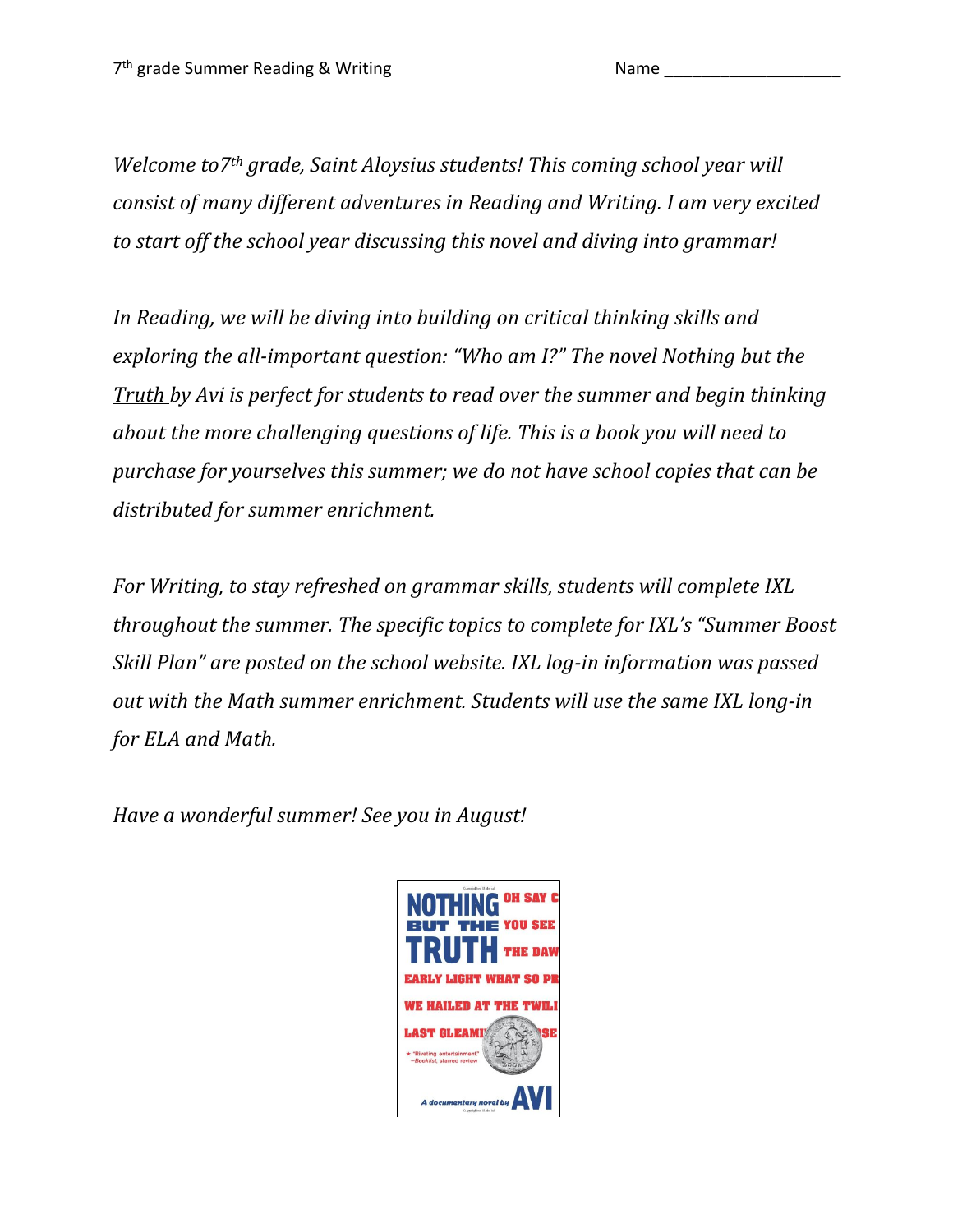7th grade Summer Reading & Writing Name ____________________

*Welcome to7th grade, Saint Aloysius students! This coming school year will consist of many different adventures in Reading and Writing. I am very excited to start off the school year discussing this novel and diving into grammar!*

*In Reading, we will be diving into building on critical thinking skills and exploring the all-important question: "Who am I?" The novel <u>Nothing but the Truth</u> by Avi is perfect for students to read over the summer and begin thinking about the more challenging questions of life. This is a book you will need to purchase for yourselves this summer; we do not have school copies that can be distributed for summer enrichment.*

*For Writing, to stay refreshed on grammar skills, students will complete IXL throughout the summer. The specific topics to complete for IXL's "Summer Boost Skill Plan" are posted on the school website. IXL log-in information was passed out with the Math summer enrichment. Students will use the same IXL long-in for ELA and Math.*

*Have a wonderful summer! See you in August!*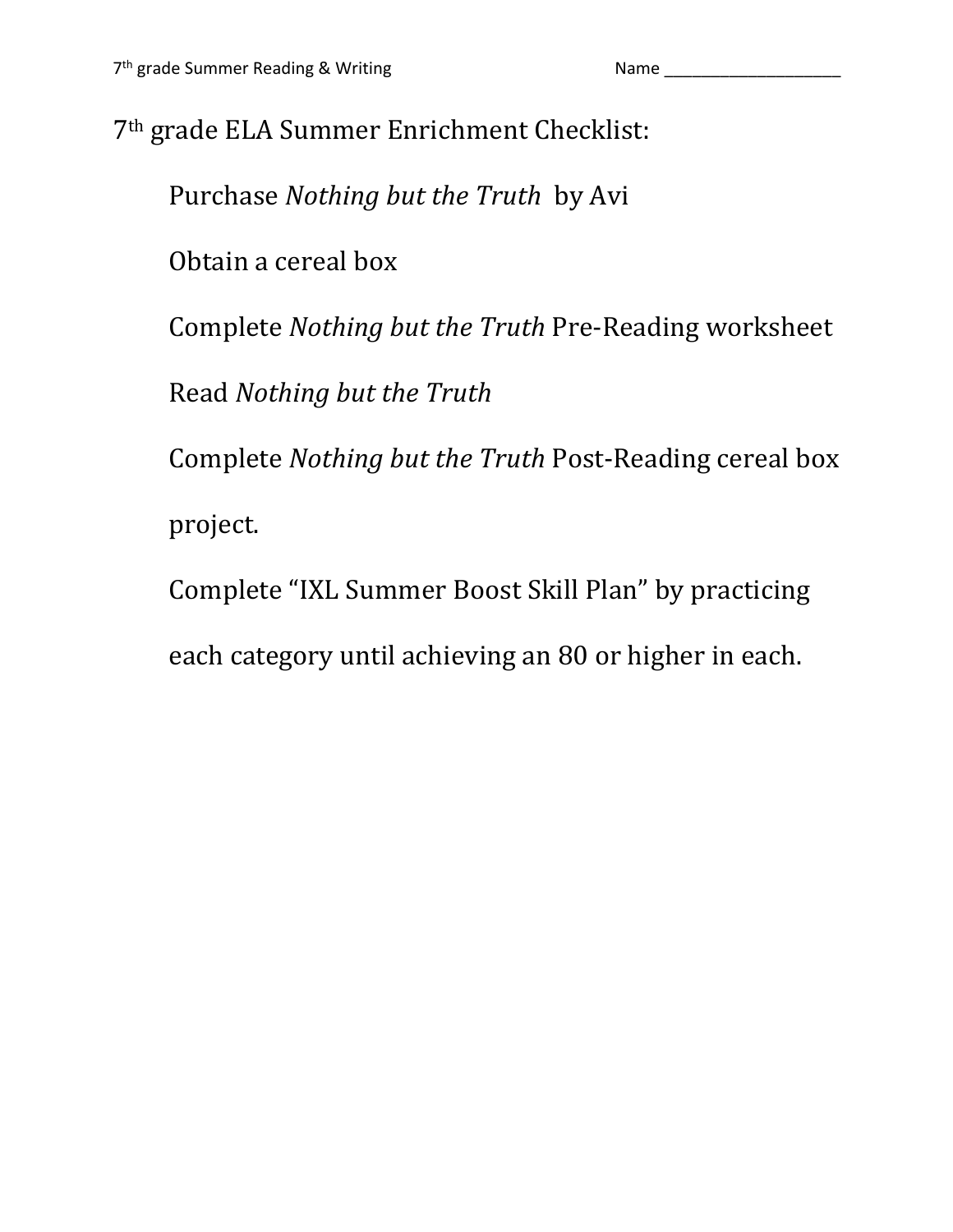7th grade ELA Summer Enrichment Checklist:

Purchase *Nothing but the Truth* by Avi

Obtain a cereal box

Complete *Nothing but the Truth* Pre-Reading worksheet

Read *Nothing but the Truth*

Complete *Nothing but the Truth* Post-Reading cereal box project.

Complete "IXL Summer Boost Skill Plan" by practicing each category until achieving an 80 or higher in each.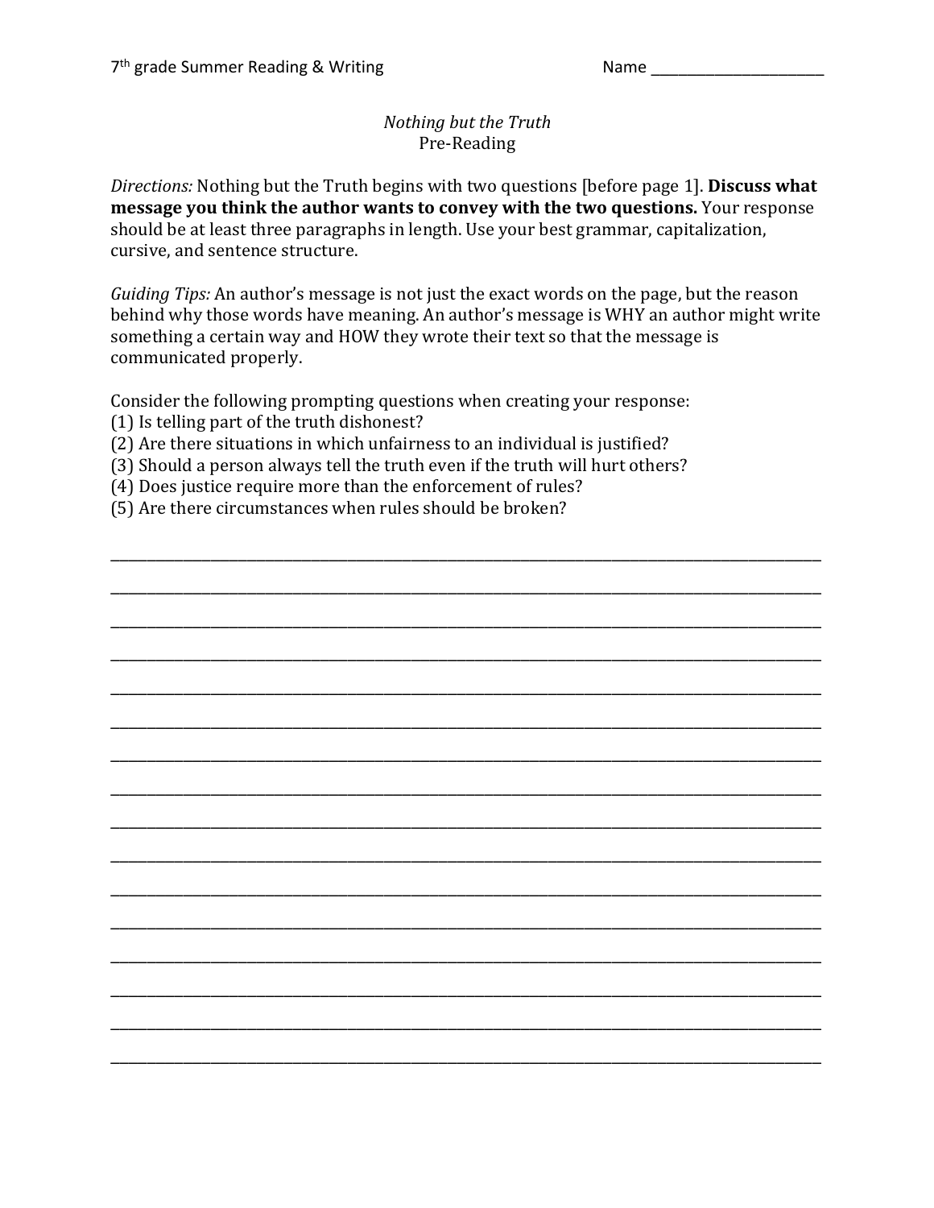7th grade Summer Reading & Writing Name ____________________

*Nothing but the Truth*
Pre-Reading

*Directions:* Nothing but the Truth begins with two questions [before page 1]. **Discuss what message you think the author wants to convey with the two questions.** Your response should be at least three paragraphs in length. Use your best grammar, capitalization, cursive, and sentence structure.

*Guiding Tips:* An author's message is not just the exact words on the page, but the reason behind why those words have meaning. An author's message is WHY an author might write something a certain way and HOW they wrote their text so that the message is communicated properly.

Consider the following prompting questions when creating your response:
(1) Is telling part of the truth dishonest?
(2) Are there situations in which unfairness to an individual is justified?
(3) Should a person always tell the truth even if the truth will hurt others?
(4) Does justice require more than the enforcement of rules?
(5) Are there circumstances when rules should be broken?

______________________________________________________________________________

______________________________________________________________________________

______________________________________________________________________________

______________________________________________________________________________

______________________________________________________________________________

______________________________________________________________________________

______________________________________________________________________________

______________________________________________________________________________

______________________________________________________________________________

______________________________________________________________________________

______________________________________________________________________________

______________________________________________________________________________

______________________________________________________________________________

______________________________________________________________________________

______________________________________________________________________________

______________________________________________________________________________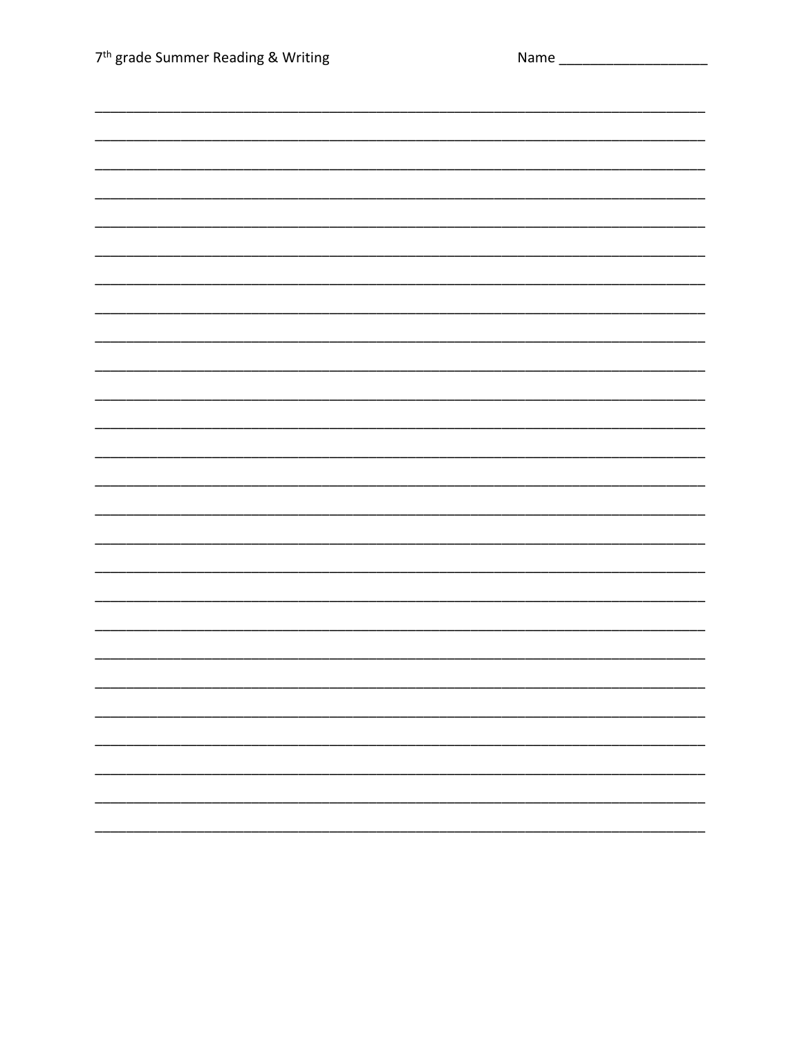7th grade Summer Reading & Writing Name ____________________

______________________________________________________________________________

______________________________________________________________________________

______________________________________________________________________________

______________________________________________________________________________

______________________________________________________________________________

______________________________________________________________________________

______________________________________________________________________________

______________________________________________________________________________

______________________________________________________________________________

______________________________________________________________________________

______________________________________________________________________________

______________________________________________________________________________

______________________________________________________________________________

______________________________________________________________________________

______________________________________________________________________________

______________________________________________________________________________

______________________________________________________________________________

______________________________________________________________________________

______________________________________________________________________________

______________________________________________________________________________

______________________________________________________________________________

______________________________________________________________________________

______________________________________________________________________________

______________________________________________________________________________

______________________________________________________________________________

______________________________________________________________________________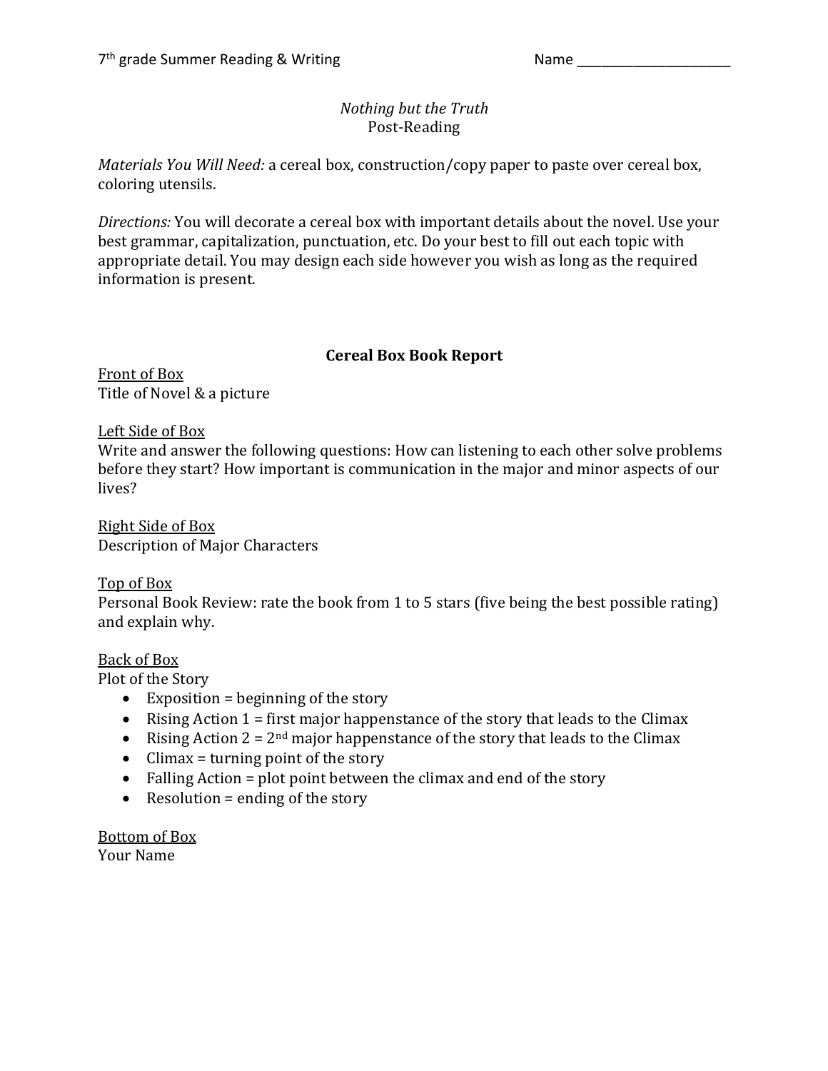7th grade Summer Reading & Writing Name ______________________

*Nothing but the Truth*
Post-Reading

*Materials You Will Need:* a cereal box, construction/copy paper to paste over cereal box, coloring utensils.

*Directions:* You will decorate a cereal box with important details about the novel. Use your best grammar, capitalization, punctuation, etc. Do your best to fill out each topic with appropriate detail. You may design each side however you wish as long as the required information is present.

## **Cereal Box Book Report**

Front of Box
Title of Novel & a picture

Left Side of Box
Write and answer the following questions: How can listening to each other solve problems before they start? How important is communication in the major and minor aspects of our lives?

Right Side of Box
Description of Major Characters

Top of Box
Personal Book Review: rate the book from 1 to 5 stars (five being the best possible rating) and explain why.

Back of Box
Plot of the Story

- Exposition = beginning of the story
- Rising Action 1 = first major happenstance of the story that leads to the Climax
- Rising Action 2 = 2nd major happenstance of the story that leads to the Climax
- Climax = turning point of the story
- Falling Action = plot point between the climax and end of the story
- Resolution = ending of the story

Bottom of Box
Your Name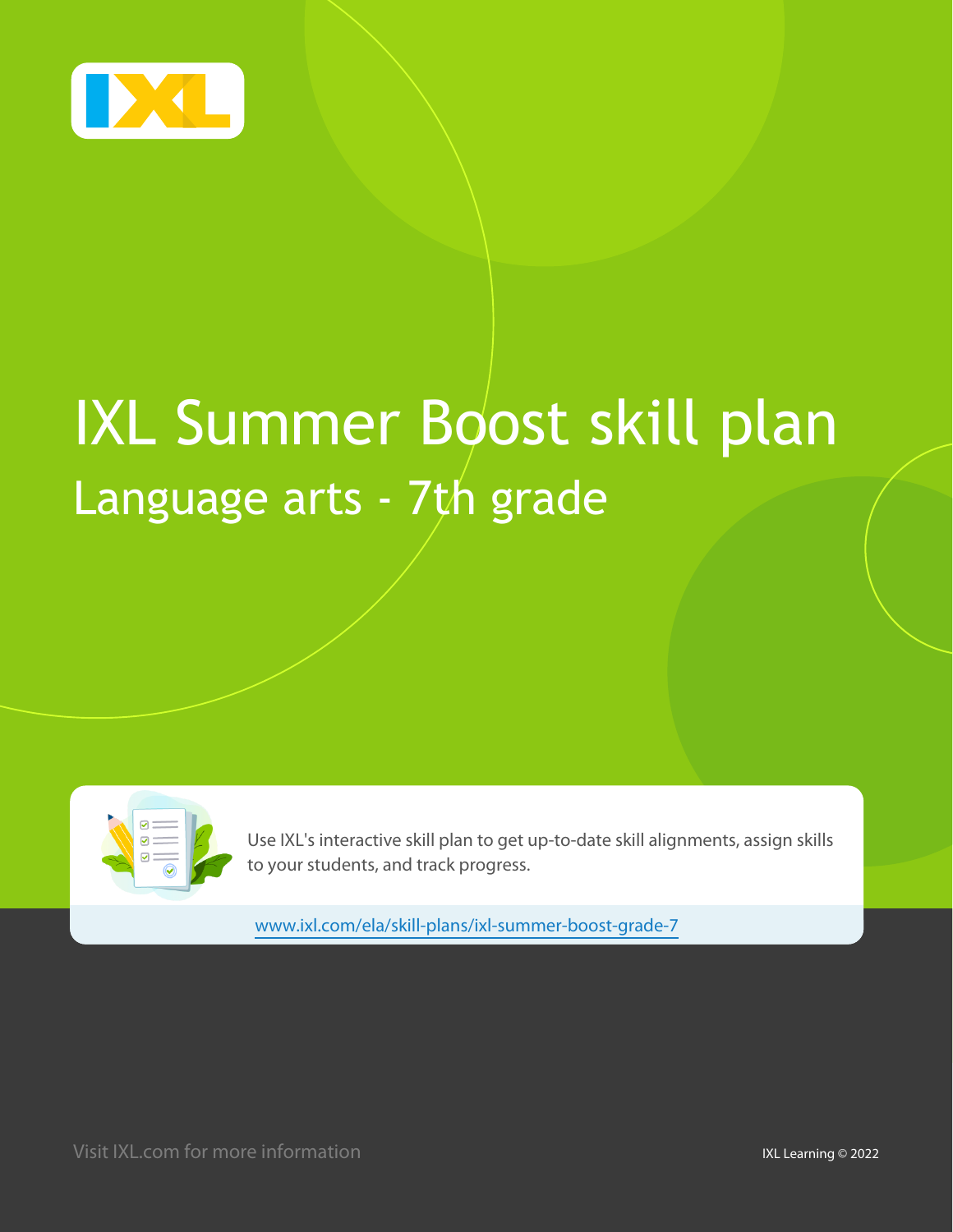# IXL Summer Boost skill plan

## Language arts - 7th grade

Use IXL's interactive skill plan to get up-to-date skill alignments, assign skills to your students, and track progress.

www.ixl.com/ela/skill-plans/ixl-summer-boost-grade-7

Visit IXL.com for more information

IXL Learning © 2022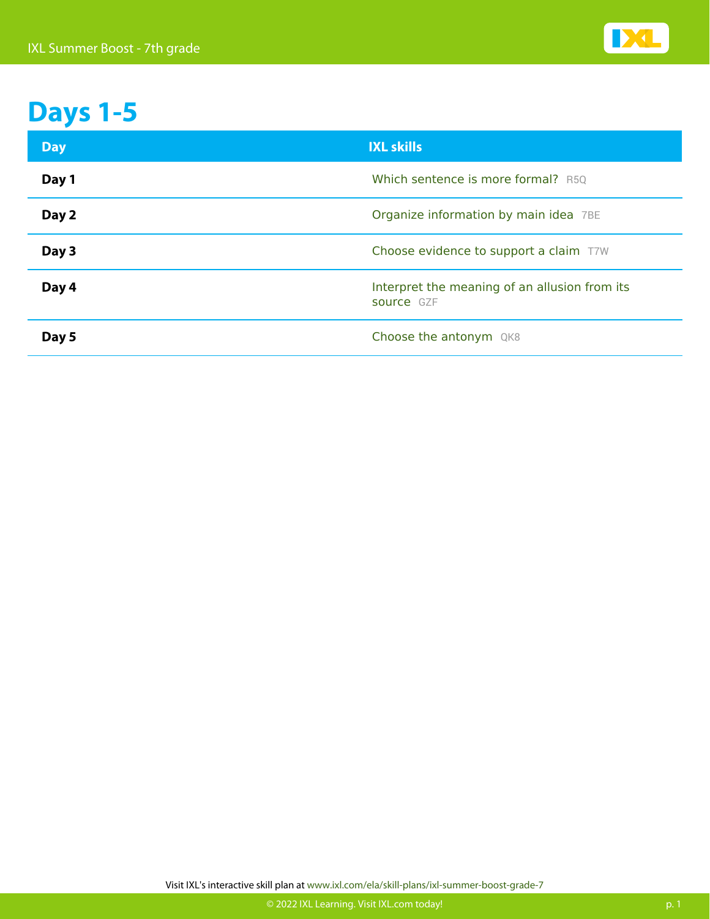# Days 1-5

| Day | IXL skills |
|---|---|
| **Day 1** | Which sentence is more formal? R5Q |
| **Day 2** | Organize information by main idea 7BE |
| **Day 3** | Choose evidence to support a claim T7W |
| **Day 4** | Interpret the meaning of an allusion from its source GZF |
| **Day 5** | Choose the antonym QK8 |

Visit IXL's interactive skill plan at www.ixl.com/ela/skill-plans/ixl-summer-boost-grade-7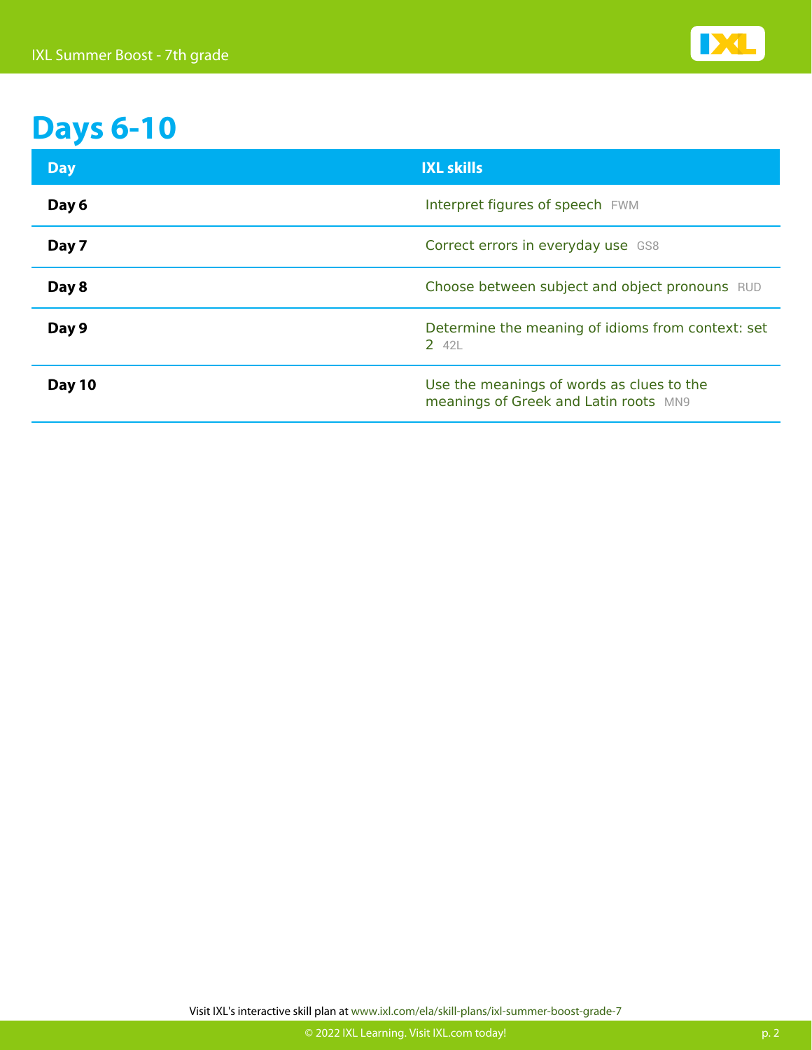# Days 6-10

| Day | IXL skills |
| --- | --- |
| **Day 6** | Interpret figures of speech FWM |
| **Day 7** | Correct errors in everyday use GS8 |
| **Day 8** | Choose between subject and object pronouns RUD |
| **Day 9** | Determine the meaning of idioms from context: set 2 42L |
| **Day 10** | Use the meanings of words as clues to the meanings of Greek and Latin roots MN9 |

Visit IXL's interactive skill plan at www.ixl.com/ela/skill-plans/ixl-summer-boost-grade-7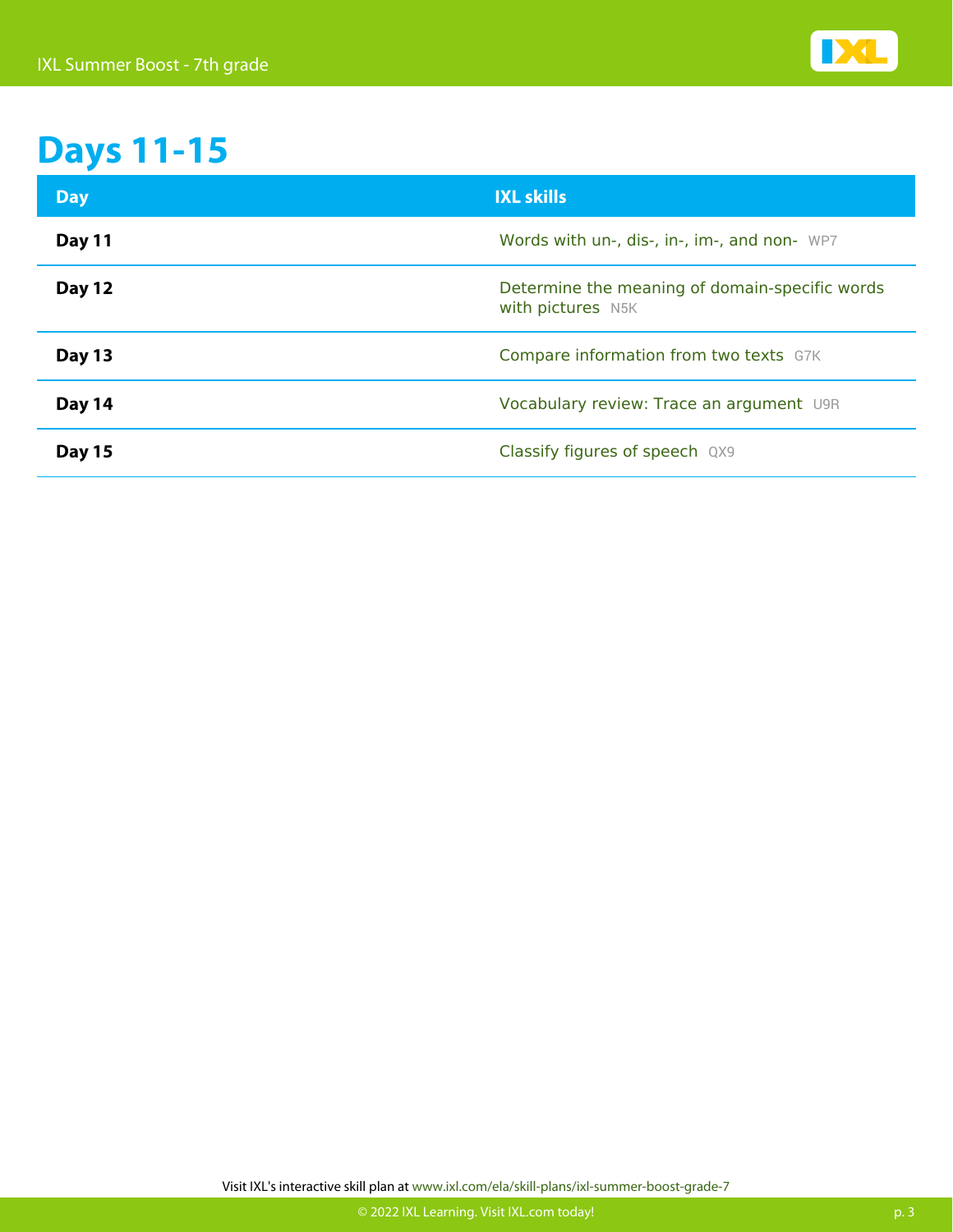# Days 11-15

| Day | IXL skills |
|---|---|
| **Day 11** | Words with un-, dis-, in-, im-, and non- WP7 |
| **Day 12** | Determine the meaning of domain-specific words with pictures N5K |
| **Day 13** | Compare information from two texts G7K |
| **Day 14** | Vocabulary review: Trace an argument U9R |
| **Day 15** | Classify figures of speech QX9 |

Visit IXL's interactive skill plan at www.ixl.com/ela/skill-plans/ixl-summer-boost-grade-7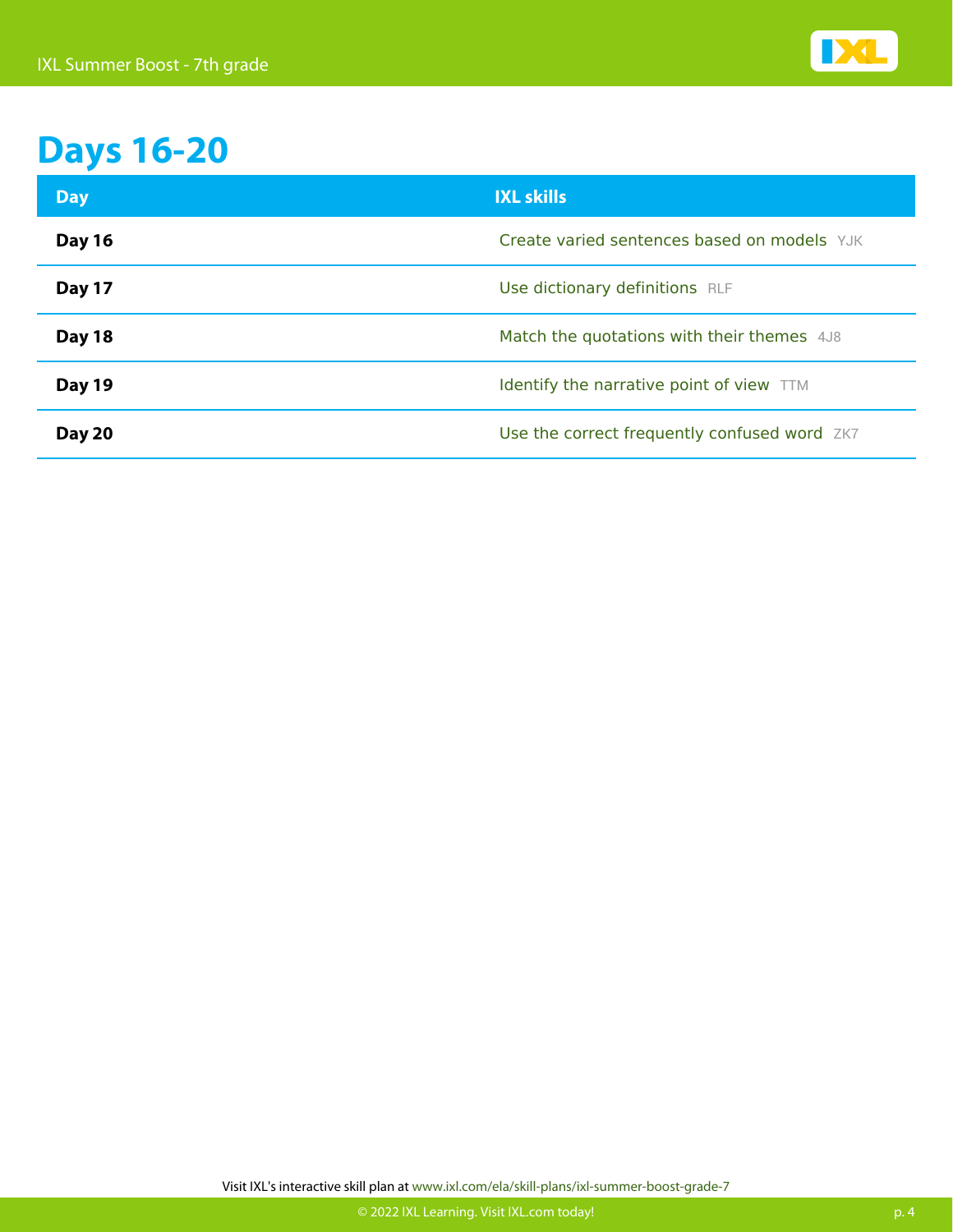## Days 16-20

| Day | IXL skills |
|---|---|
| **Day 16** | Create varied sentences based on models YJK |
| **Day 17** | Use dictionary definitions RLF |
| **Day 18** | Match the quotations with their themes 4J8 |
| **Day 19** | Identify the narrative point of view TTM |
| **Day 20** | Use the correct frequently confused word ZK7 |

Visit IXL's interactive skill plan at www.ixl.com/ela/skill-plans/ixl-summer-boost-grade-7